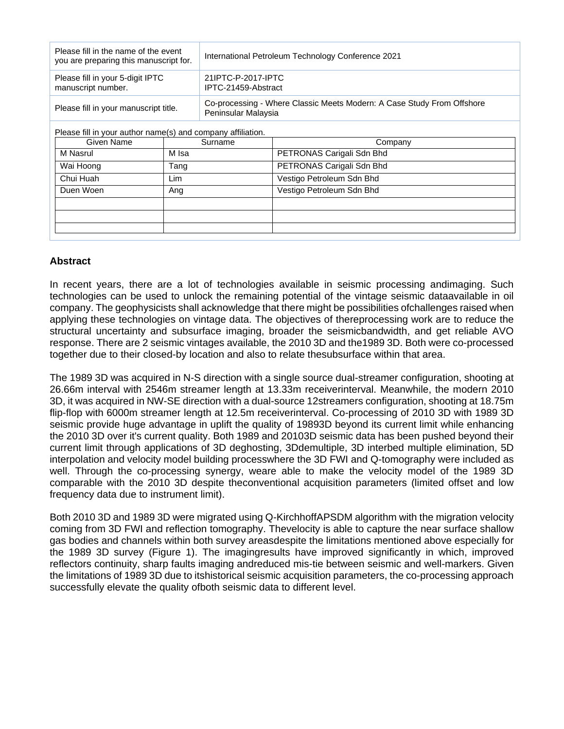| Please fill in the name of the event you are preparing this manuscript for. | International Petroleum Technology Conference 2021 |
|---|---|
| Please fill in your 5-digit IPTC manuscript number. | 21IPTC-P-2017-IPTC IPTC-21459-Abstract |
| Please fill in your manuscript title. | Co-processing - Where Classic Meets Modern: A Case Study From Offshore Peninsular Malaysia |

Please fill in your author name(s) and company affiliation.

| Given Name | Surname | Company |
|---|---|---|
| M Nasrul | M Isa | PETRONAS Carigali Sdn Bhd |
| Wai Hoong | Tang | PETRONAS Carigali Sdn Bhd |
| Chui Huah | Lim | Vestigo Petroleum Sdn Bhd |
| Duen Woen | Ang | Vestigo Petroleum Sdn Bhd |
| | | |
| | | |
| | | |

## Abstract

In recent years, there are a lot of technologies available in seismic processing andimaging. Such technologies can be used to unlock the remaining potential of the vintage seismic dataavailable in oil company. The geophysicists shall acknowledge that there might be possibilities ofchallenges raised when applying these technologies on vintage data. The objectives of thereprocessing work are to reduce the structural uncertainty and subsurface imaging, broader the seismicbandwidth, and get reliable AVO response. There are 2 seismic vintages available, the 2010 3D and the1989 3D. Both were co-processed together due to their closed-by location and also to relate thesubsurface within that area.

The 1989 3D was acquired in N-S direction with a single source dual-streamer configuration, shooting at 26.66m interval with 2546m streamer length at 13.33m receiverinterval. Meanwhile, the modern 2010 3D, it was acquired in NW-SE direction with a dual-source 12streamers configuration, shooting at 18.75m flip-flop with 6000m streamer length at 12.5m receiverinterval. Co-processing of 2010 3D with 1989 3D seismic provide huge advantage in uplift the quality of 19893D beyond its current limit while enhancing the 2010 3D over it's current quality. Both 1989 and 20103D seismic data has been pushed beyond their current limit through applications of 3D deghosting, 3Ddemultiple, 3D interbed multiple elimination, 5D interpolation and velocity model building processwhere the 3D FWI and Q-tomography were included as well. Through the co-processing synergy, weare able to make the velocity model of the 1989 3D comparable with the 2010 3D despite theconventional acquisition parameters (limited offset and low frequency data due to instrument limit).

Both 2010 3D and 1989 3D were migrated using Q-KirchhoffAPSDM algorithm with the migration velocity coming from 3D FWI and reflection tomography. Thevelocity is able to capture the near surface shallow gas bodies and channels within both survey areasdespite the limitations mentioned above especially for the 1989 3D survey (Figure 1). The imagingresults have improved significantly in which, improved reflectors continuity, sharp faults imaging andreduced mis-tie between seismic and well-markers. Given the limitations of 1989 3D due to itshistorical seismic acquisition parameters, the co-processing approach successfully elevate the quality ofboth seismic data to different level.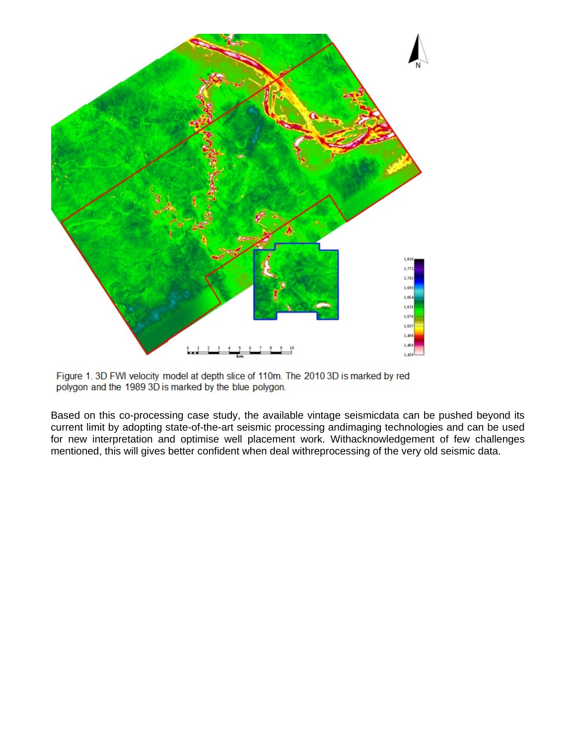N

0 1 2 3 4 5 6 7 8 9 10
km

1,810
1,771
1,732
1,693
1,654
1,615
1,576
1,537
1,498
1,459
1,420

Figure 1. 3D FWI velocity model at depth slice of 110m. The 2010 3D is marked by red polygon and the 1989 3D is marked by the blue polygon.

Based on this co-processing case study, the available vintage seismicdata can be pushed beyond its current limit by adopting state-of-the-art seismic processing andimaging technologies and can be used for new interpretation and optimise well placement work. Withacknowledgement of few challenges mentioned, this will gives better confident when deal withreprocessing of the very old seismic data.